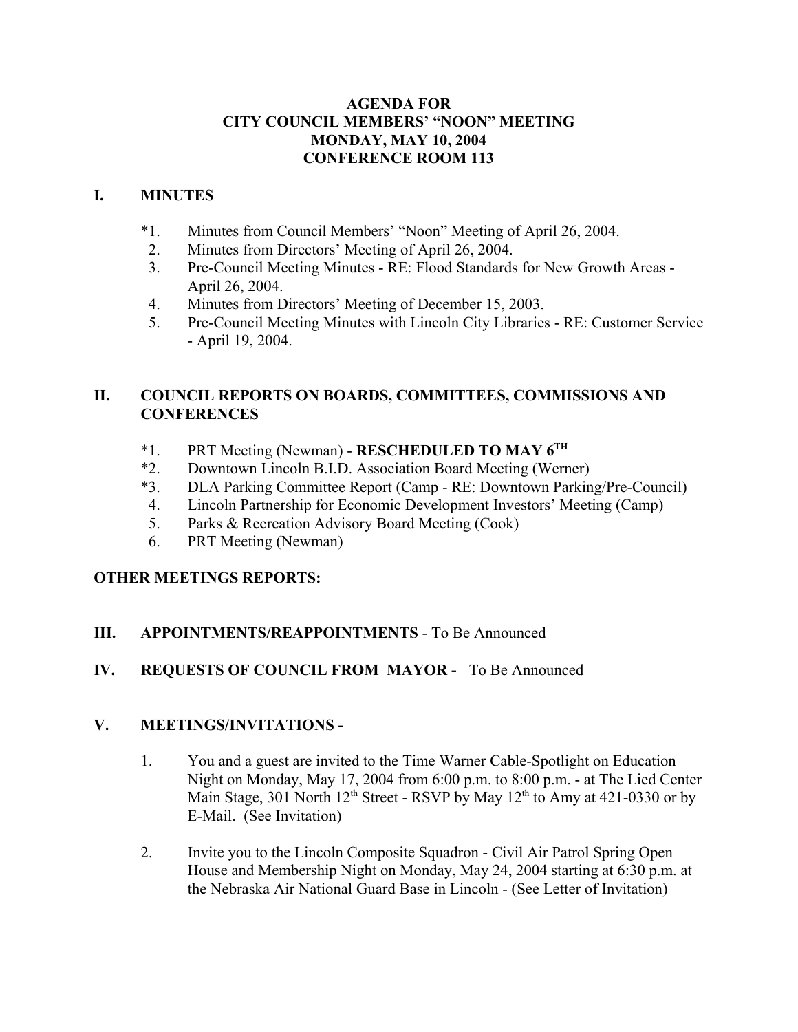# AGENDA FOR
# CITY COUNCIL MEMBERS' "NOON" MEETING
# MONDAY, MAY 10, 2004
# CONFERENCE ROOM 113

## I. MINUTES

*1. Minutes from Council Members' "Noon" Meeting of April 26, 2004.
2. Minutes from Directors' Meeting of April 26, 2004.
3. Pre-Council Meeting Minutes - RE: Flood Standards for New Growth Areas - April 26, 2004.
4. Minutes from Directors' Meeting of December 15, 2003.
5. Pre-Council Meeting Minutes with Lincoln City Libraries - RE: Customer Service - April 19, 2004.

## II. COUNCIL REPORTS ON BOARDS, COMMITTEES, COMMISSIONS AND CONFERENCES

*1. PRT Meeting (Newman) - **RESCHEDULED TO MAY 6TH**
*2. Downtown Lincoln B.I.D. Association Board Meeting (Werner)
*3. DLA Parking Committee Report (Camp - RE: Downtown Parking/Pre-Council)
4. Lincoln Partnership for Economic Development Investors' Meeting (Camp)
5. Parks & Recreation Advisory Board Meeting (Cook)
6. PRT Meeting (Newman)

## OTHER MEETINGS REPORTS:

## III. APPOINTMENTS/REAPPOINTMENTS - To Be Announced

## IV. REQUESTS OF COUNCIL FROM MAYOR - To Be Announced

## V. MEETINGS/INVITATIONS -

1. You and a guest are invited to the Time Warner Cable-Spotlight on Education Night on Monday, May 17, 2004 from 6:00 p.m. to 8:00 p.m. - at The Lied Center Main Stage, 301 North 12th Street - RSVP by May 12th to Amy at 421-0330 or by E-Mail. (See Invitation)

2. Invite you to the Lincoln Composite Squadron - Civil Air Patrol Spring Open House and Membership Night on Monday, May 24, 2004 starting at 6:30 p.m. at the Nebraska Air National Guard Base in Lincoln - (See Letter of Invitation)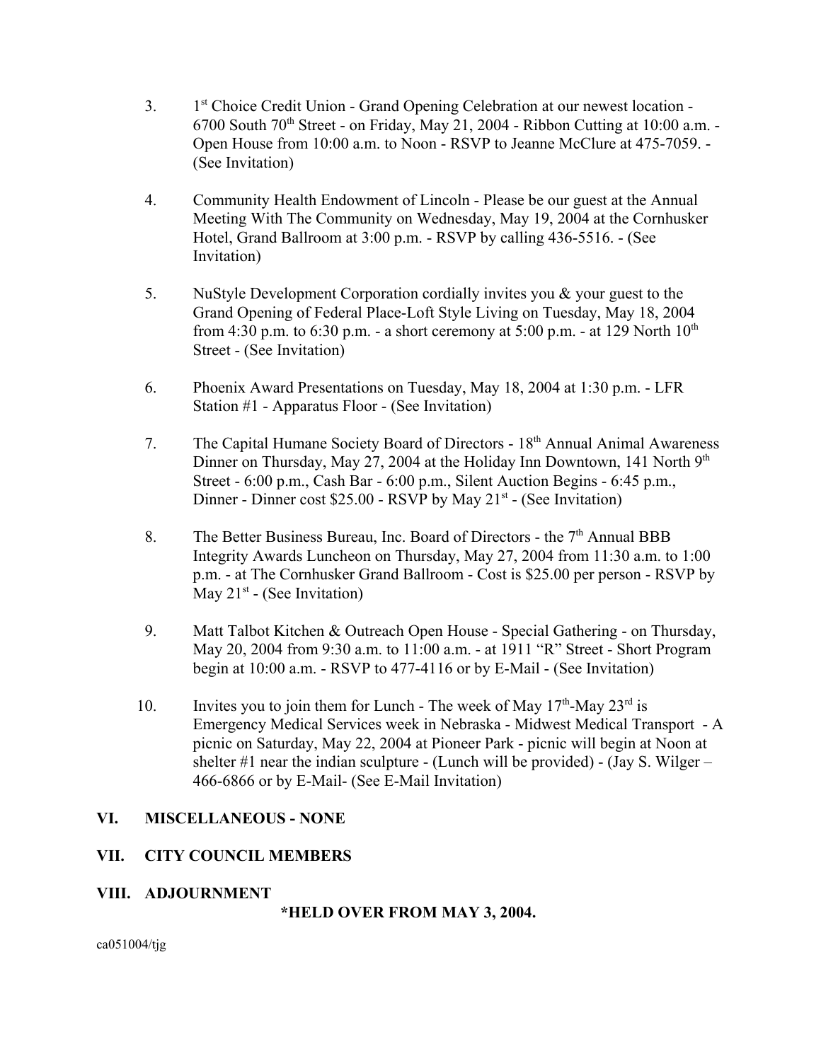3. 1st Choice Credit Union - Grand Opening Celebration at our newest location - 6700 South 70th Street - on Friday, May 21, 2004 - Ribbon Cutting at 10:00 a.m. - Open House from 10:00 a.m. to Noon - RSVP to Jeanne McClure at 475-7059. - (See Invitation)

4. Community Health Endowment of Lincoln - Please be our guest at the Annual Meeting With The Community on Wednesday, May 19, 2004 at the Cornhusker Hotel, Grand Ballroom at 3:00 p.m. - RSVP by calling 436-5516. - (See Invitation)

5. NuStyle Development Corporation cordially invites you & your guest to the Grand Opening of Federal Place-Loft Style Living on Tuesday, May 18, 2004 from 4:30 p.m. to 6:30 p.m. - a short ceremony at 5:00 p.m. - at 129 North 10th Street - (See Invitation)

6. Phoenix Award Presentations on Tuesday, May 18, 2004 at 1:30 p.m. - LFR Station #1 - Apparatus Floor - (See Invitation)

7. The Capital Humane Society Board of Directors - 18th Annual Animal Awareness Dinner on Thursday, May 27, 2004 at the Holiday Inn Downtown, 141 North 9th Street - 6:00 p.m., Cash Bar - 6:00 p.m., Silent Auction Begins - 6:45 p.m., Dinner - Dinner cost $25.00 - RSVP by May 21st - (See Invitation)

8. The Better Business Bureau, Inc. Board of Directors - the 7th Annual BBB Integrity Awards Luncheon on Thursday, May 27, 2004 from 11:30 a.m. to 1:00 p.m. - at The Cornhusker Grand Ballroom - Cost is $25.00 per person - RSVP by May 21st - (See Invitation)

9. Matt Talbot Kitchen & Outreach Open House - Special Gathering - on Thursday, May 20, 2004 from 9:30 a.m. to 11:00 a.m. - at 1911 "R" Street - Short Program begin at 10:00 a.m. - RSVP to 477-4116 or by E-Mail - (See Invitation)

10. Invites you to join them for Lunch - The week of May 17th-May 23rd is Emergency Medical Services week in Nebraska - Midwest Medical Transport - A picnic on Saturday, May 22, 2004 at Pioneer Park - picnic will begin at Noon at shelter #1 near the indian sculpture - (Lunch will be provided) - (Jay S. Wilger – 466-6866 or by E-Mail- (See E-Mail Invitation)

## VI. MISCELLANEOUS - NONE

## VII. CITY COUNCIL MEMBERS

## VIII. ADJOURNMENT

**\*HELD OVER FROM MAY 3, 2004.**

ca051004/tjg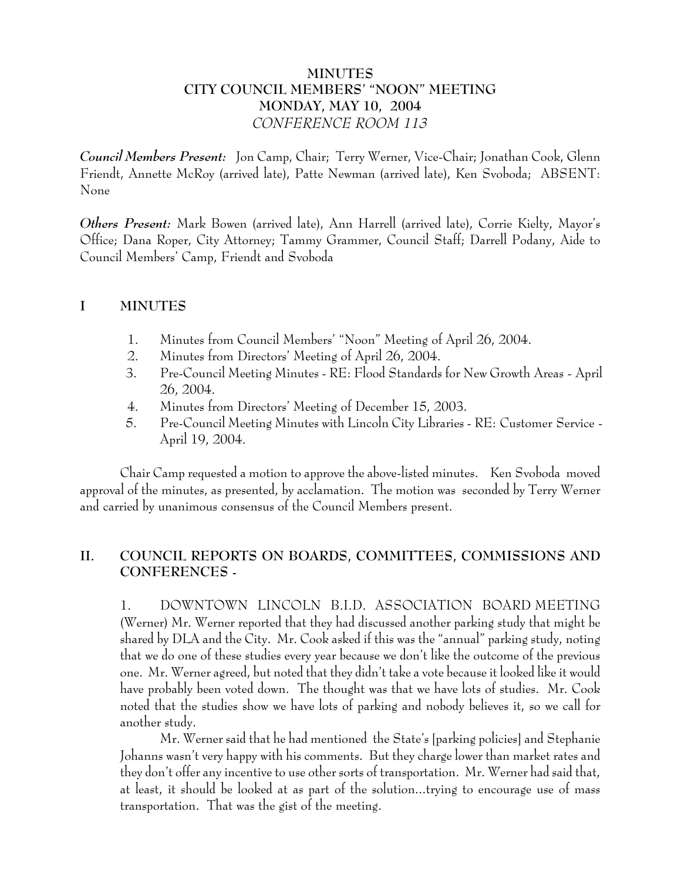# MINUTES
# CITY COUNCIL MEMBERS' "NOON" MEETING
# MONDAY, MAY 10, 2004
*CONFERENCE ROOM 113*

***Council Members Present:*** Jon Camp, Chair; Terry Werner, Vice-Chair; Jonathan Cook, Glenn Friendt, Annette McRoy (arrived late), Patte Newman (arrived late), Ken Svoboda; ABSENT: None

***Others Present:*** Mark Bowen (arrived late), Ann Harrell (arrived late), Corrie Kielty, Mayor's Office; Dana Roper, City Attorney; Tammy Grammer, Council Staff; Darrell Podany, Aide to Council Members' Camp, Friendt and Svoboda

## I MINUTES

1. Minutes from Council Members' "Noon" Meeting of April 26, 2004.
2. Minutes from Directors' Meeting of April 26, 2004.
3. Pre-Council Meeting Minutes - RE: Flood Standards for New Growth Areas - April 26, 2004.
4. Minutes from Directors' Meeting of December 15, 2003.
5. Pre-Council Meeting Minutes with Lincoln City Libraries - RE: Customer Service - April 19, 2004.

Chair Camp requested a motion to approve the above-listed minutes. Ken Svoboda moved approval of the minutes, as presented, by acclamation. The motion was seconded by Terry Werner and carried by unanimous consensus of the Council Members present.

## II. COUNCIL REPORTS ON BOARDS, COMMITTEES, COMMISSIONS AND CONFERENCES -

1. DOWNTOWN LINCOLN B.I.D. ASSOCIATION BOARD MEETING (Werner) Mr. Werner reported that they had discussed another parking study that might be shared by DLA and the City. Mr. Cook asked if this was the "annual" parking study, noting that we do one of these studies every year because we don't like the outcome of the previous one. Mr. Werner agreed, but noted that they didn't take a vote because it looked like it would have probably been voted down. The thought was that we have lots of studies. Mr. Cook noted that the studies show we have lots of parking and nobody believes it, so we call for another study.

Mr. Werner said that he had mentioned the State's [parking policies] and Stephanie Johanns wasn't very happy with his comments. But they charge lower than market rates and they don't offer any incentive to use other sorts of transportation. Mr. Werner had said that, at least, it should be looked at as part of the solution...trying to encourage use of mass transportation. That was the gist of the meeting.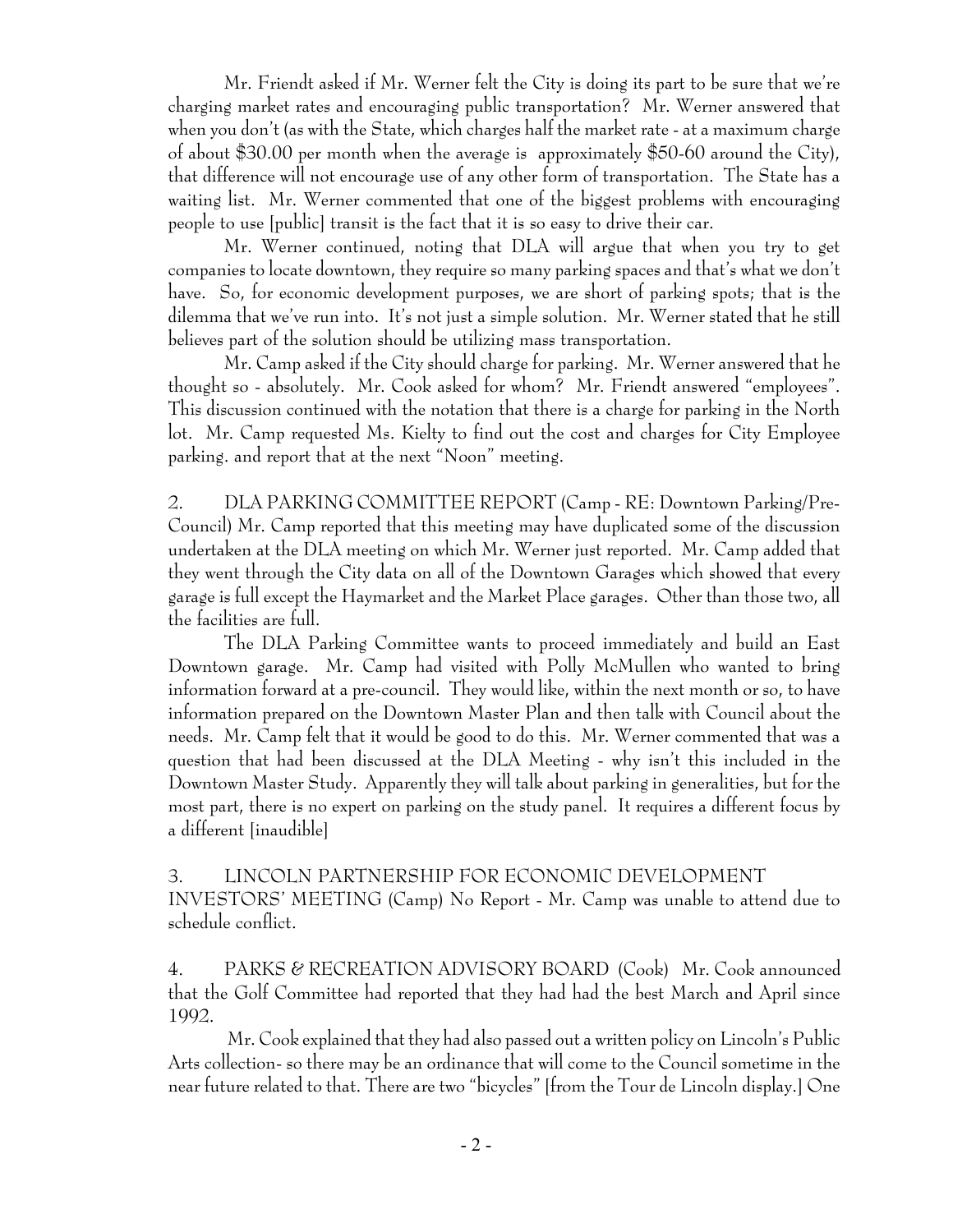Mr. Friendt asked if Mr. Werner felt the City is doing its part to be sure that we're charging market rates and encouraging public transportation? Mr. Werner answered that when you don't (as with the State, which charges half the market rate - at a maximum charge of about $30.00 per month when the average is approximately $50-60 around the City), that difference will not encourage use of any other form of transportation. The State has a waiting list. Mr. Werner commented that one of the biggest problems with encouraging people to use [public] transit is the fact that it is so easy to drive their car.

Mr. Werner continued, noting that DLA will argue that when you try to get companies to locate downtown, they require so many parking spaces and that's what we don't have. So, for economic development purposes, we are short of parking spots; that is the dilemma that we've run into. It's not just a simple solution. Mr. Werner stated that he still believes part of the solution should be utilizing mass transportation.

Mr. Camp asked if the City should charge for parking. Mr. Werner answered that he thought so - absolutely. Mr. Cook asked for whom? Mr. Friendt answered "employees". This discussion continued with the notation that there is a charge for parking in the North lot. Mr. Camp requested Ms. Kielty to find out the cost and charges for City Employee parking. and report that at the next "Noon" meeting.

2. DLA PARKING COMMITTEE REPORT (Camp - RE: Downtown Parking/Pre-Council) Mr. Camp reported that this meeting may have duplicated some of the discussion undertaken at the DLA meeting on which Mr. Werner just reported. Mr. Camp added that they went through the City data on all of the Downtown Garages which showed that every garage is full except the Haymarket and the Market Place garages. Other than those two, all the facilities are full.

The DLA Parking Committee wants to proceed immediately and build an East Downtown garage. Mr. Camp had visited with Polly McMullen who wanted to bring information forward at a pre-council. They would like, within the next month or so, to have information prepared on the Downtown Master Plan and then talk with Council about the needs. Mr. Camp felt that it would be good to do this. Mr. Werner commented that was a question that had been discussed at the DLA Meeting - why isn't this included in the Downtown Master Study. Apparently they will talk about parking in generalities, but for the most part, there is no expert on parking on the study panel. It requires a different focus by a different [inaudible]

3. LINCOLN PARTNERSHIP FOR ECONOMIC DEVELOPMENT INVESTORS' MEETING (Camp) No Report - Mr. Camp was unable to attend due to schedule conflict.

4. PARKS & RECREATION ADVISORY BOARD (Cook) Mr. Cook announced that the Golf Committee had reported that they had had the best March and April since 1992.

Mr. Cook explained that they had also passed out a written policy on Lincoln's Public Arts collection- so there may be an ordinance that will come to the Council sometime in the near future related to that. There are two "bicycles" [from the Tour de Lincoln display.] One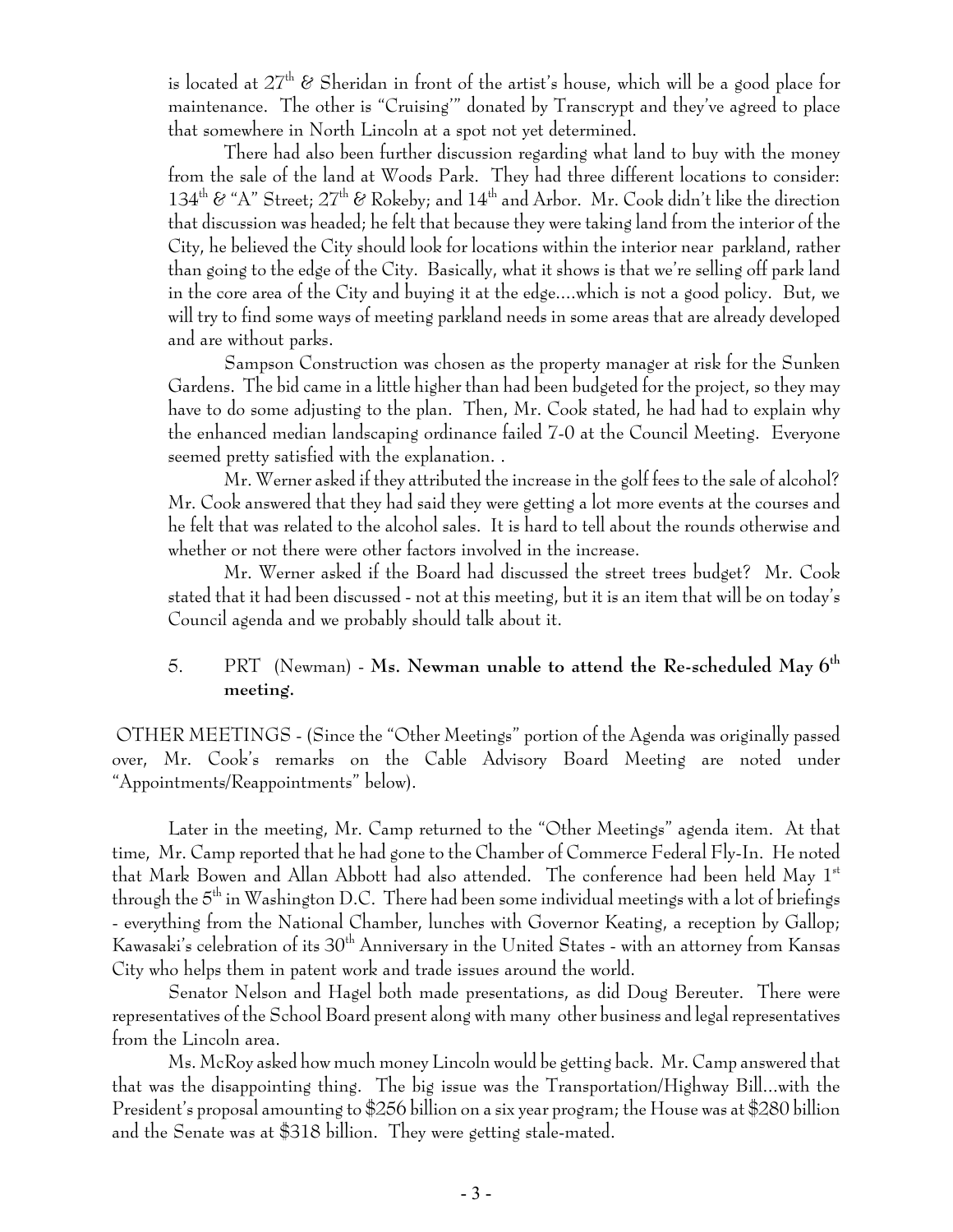is located at 27th & Sheridan in front of the artist's house, which will be a good place for maintenance. The other is "Cruising'" donated by Transcrypt and they've agreed to place that somewhere in North Lincoln at a spot not yet determined.

There had also been further discussion regarding what land to buy with the money from the sale of the land at Woods Park. They had three different locations to consider: 134th & "A" Street; 27th & Rokeby; and 14th and Arbor. Mr. Cook didn't like the direction that discussion was headed; he felt that because they were taking land from the interior of the City, he believed the City should look for locations within the interior near parkland, rather than going to the edge of the City. Basically, what it shows is that we're selling off park land in the core area of the City and buying it at the edge....which is not a good policy. But, we will try to find some ways of meeting parkland needs in some areas that are already developed and are without parks.

Sampson Construction was chosen as the property manager at risk for the Sunken Gardens. The bid came in a little higher than had been budgeted for the project, so they may have to do some adjusting to the plan. Then, Mr. Cook stated, he had had to explain why the enhanced median landscaping ordinance failed 7-0 at the Council Meeting. Everyone seemed pretty satisfied with the explanation. .

Mr. Werner asked if they attributed the increase in the golf fees to the sale of alcohol? Mr. Cook answered that they had said they were getting a lot more events at the courses and he felt that was related to the alcohol sales. It is hard to tell about the rounds otherwise and whether or not there were other factors involved in the increase.

Mr. Werner asked if the Board had discussed the street trees budget? Mr. Cook stated that it had been discussed - not at this meeting, but it is an item that will be on today's Council agenda and we probably should talk about it.

5. PRT (Newman) - **Ms. Newman unable to attend the Re-scheduled May 6th meeting.**

OTHER MEETINGS - (Since the "Other Meetings" portion of the Agenda was originally passed over, Mr. Cook's remarks on the Cable Advisory Board Meeting are noted under "Appointments/Reappointments" below).

Later in the meeting, Mr. Camp returned to the "Other Meetings" agenda item. At that time, Mr. Camp reported that he had gone to the Chamber of Commerce Federal Fly-In. He noted that Mark Bowen and Allan Abbott had also attended. The conference had been held May 1st through the 5th in Washington D.C. There had been some individual meetings with a lot of briefings - everything from the National Chamber, lunches with Governor Keating, a reception by Gallop; Kawasaki's celebration of its 30th Anniversary in the United States - with an attorney from Kansas City who helps them in patent work and trade issues around the world.

Senator Nelson and Hagel both made presentations, as did Doug Bereuter. There were representatives of the School Board present along with many other business and legal representatives from the Lincoln area.

Ms. McRoy asked how much money Lincoln would be getting back. Mr. Camp answered that that was the disappointing thing. The big issue was the Transportation/Highway Bill...with the President's proposal amounting to $256 billion on a six year program; the House was at $280 billion and the Senate was at $318 billion. They were getting stale-mated.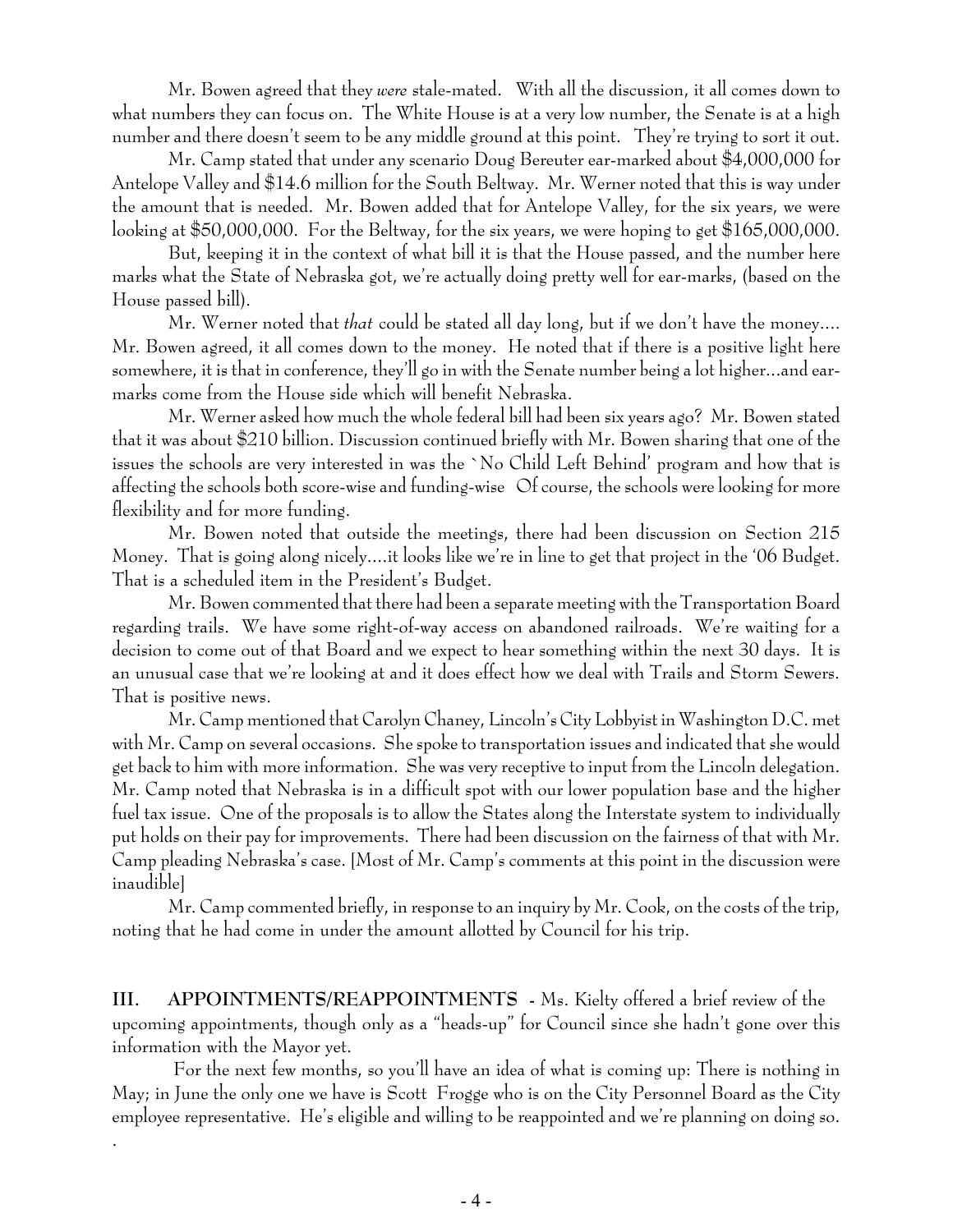Mr. Bowen agreed that they *were* stale-mated. With all the discussion, it all comes down to what numbers they can focus on. The White House is at a very low number, the Senate is at a high number and there doesn't seem to be any middle ground at this point. They're trying to sort it out.

Mr. Camp stated that under any scenario Doug Bereuter ear-marked about $4,000,000 for Antelope Valley and $14.6 million for the South Beltway. Mr. Werner noted that this is way under the amount that is needed. Mr. Bowen added that for Antelope Valley, for the six years, we were looking at $50,000,000. For the Beltway, for the six years, we were hoping to get $165,000,000.

But, keeping it in the context of what bill it is that the House passed, and the number here marks what the State of Nebraska got, we're actually doing pretty well for ear-marks, (based on the House passed bill).

Mr. Werner noted that *that* could be stated all day long, but if we don't have the money.... Mr. Bowen agreed, it all comes down to the money. He noted that if there is a positive light here somewhere, it is that in conference, they'll go in with the Senate number being a lot higher...and ear-marks come from the House side which will benefit Nebraska.

Mr. Werner asked how much the whole federal bill had been six years ago? Mr. Bowen stated that it was about $210 billion. Discussion continued briefly with Mr. Bowen sharing that one of the issues the schools are very interested in was the `No Child Left Behind' program and how that is affecting the schools both score-wise and funding-wise Of course, the schools were looking for more flexibility and for more funding.

Mr. Bowen noted that outside the meetings, there had been discussion on Section 215 Money. That is going along nicely....it looks like we're in line to get that project in the '06 Budget. That is a scheduled item in the President's Budget.

Mr. Bowen commented that there had been a separate meeting with the Transportation Board regarding trails. We have some right-of-way access on abandoned railroads. We're waiting for a decision to come out of that Board and we expect to hear something within the next 30 days. It is an unusual case that we're looking at and it does effect how we deal with Trails and Storm Sewers. That is positive news.

Mr. Camp mentioned that Carolyn Chaney, Lincoln's City Lobbyist in Washington D.C. met with Mr. Camp on several occasions. She spoke to transportation issues and indicated that she would get back to him with more information. She was very receptive to input from the Lincoln delegation. Mr. Camp noted that Nebraska is in a difficult spot with our lower population base and the higher fuel tax issue. One of the proposals is to allow the States along the Interstate system to individually put holds on their pay for improvements. There had been discussion on the fairness of that with Mr. Camp pleading Nebraska's case. [Most of Mr. Camp's comments at this point in the discussion were inaudible]

Mr. Camp commented briefly, in response to an inquiry by Mr. Cook, on the costs of the trip, noting that he had come in under the amount allotted by Council for his trip.

**III. APPOINTMENTS/REAPPOINTMENTS** - Ms. Kielty offered a brief review of the upcoming appointments, though only as a "heads-up" for Council since she hadn't gone over this information with the Mayor yet.

For the next few months, so you'll have an idea of what is coming up: There is nothing in May; in June the only one we have is Scott Frogge who is on the City Personnel Board as the City employee representative. He's eligible and willing to be reappointed and we're planning on doing so.

.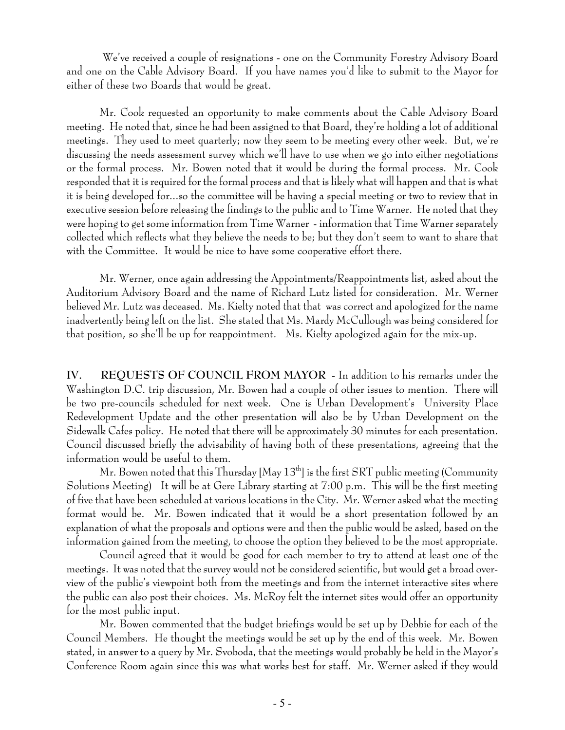We've received a couple of resignations - one on the Community Forestry Advisory Board and one on the Cable Advisory Board. If you have names you'd like to submit to the Mayor for either of these two Boards that would be great.

Mr. Cook requested an opportunity to make comments about the Cable Advisory Board meeting. He noted that, since he had been assigned to that Board, they're holding a lot of additional meetings. They used to meet quarterly; now they seem to be meeting every other week. But, we're discussing the needs assessment survey which we'll have to use when we go into either negotiations or the formal process. Mr. Bowen noted that it would be during the formal process. Mr. Cook responded that it is required for the formal process and that is likely what will happen and that is what it is being developed for...so the committee will be having a special meeting or two to review that in executive session before releasing the findings to the public and to Time Warner. He noted that they were hoping to get some information from Time Warner - information that Time Warner separately collected which reflects what they believe the needs to be; but they don't seem to want to share that with the Committee. It would be nice to have some cooperative effort there.

Mr. Werner, once again addressing the Appointments/Reappointments list, asked about the Auditorium Advisory Board and the name of Richard Lutz listed for consideration. Mr. Werner believed Mr. Lutz was deceased. Ms. Kielty noted that that was correct and apologized for the name inadvertently being left on the list. She stated that Ms. Mardy McCullough was being considered for that position, so she'll be up for reappointment. Ms. Kielty apologized again for the mix-up.

**IV. REQUESTS OF COUNCIL FROM MAYOR** - In addition to his remarks under the Washington D.C. trip discussion, Mr. Bowen had a couple of other issues to mention. There will be two pre-councils scheduled for next week. One is Urban Development's University Place Redevelopment Update and the other presentation will also be by Urban Development on the Sidewalk Cafes policy. He noted that there will be approximately 30 minutes for each presentation. Council discussed briefly the advisability of having both of these presentations, agreeing that the information would be useful to them.

Mr. Bowen noted that this Thursday [May 13th] is the first SRT public meeting (Community Solutions Meeting) It will be at Gere Library starting at 7:00 p.m. This will be the first meeting of five that have been scheduled at various locations in the City. Mr. Werner asked what the meeting format would be. Mr. Bowen indicated that it would be a short presentation followed by an explanation of what the proposals and options were and then the public would be asked, based on the information gained from the meeting, to choose the option they believed to be the most appropriate.

Council agreed that it would be good for each member to try to attend at least one of the meetings. It was noted that the survey would not be considered scientific, but would get a broad overview of the public's viewpoint both from the meetings and from the internet interactive sites where the public can also post their choices. Ms. McRoy felt the internet sites would offer an opportunity for the most public input.

Mr. Bowen commented that the budget briefings would be set up by Debbie for each of the Council Members. He thought the meetings would be set up by the end of this week. Mr. Bowen stated, in answer to a query by Mr. Svoboda, that the meetings would probably be held in the Mayor's Conference Room again since this was what works best for staff. Mr. Werner asked if they would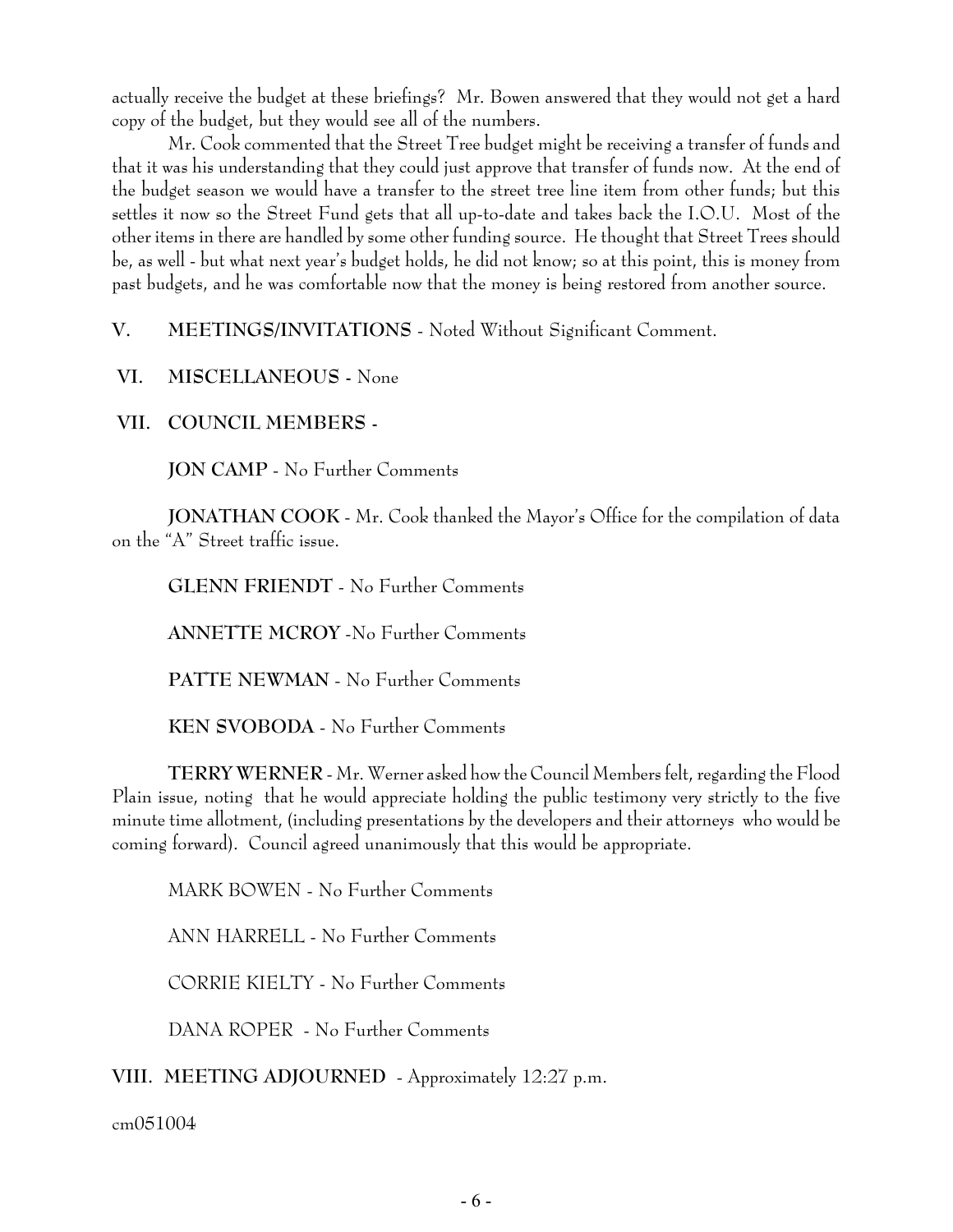actually receive the budget at these briefings? Mr. Bowen answered that they would not get a hard copy of the budget, but they would see all of the numbers.

Mr. Cook commented that the Street Tree budget might be receiving a transfer of funds and that it was his understanding that they could just approve that transfer of funds now. At the end of the budget season we would have a transfer to the street tree line item from other funds; but this settles it now so the Street Fund gets that all up-to-date and takes back the I.O.U. Most of the other items in there are handled by some other funding source. He thought that Street Trees should be, as well - but what next year's budget holds, he did not know; so at this point, this is money from past budgets, and he was comfortable now that the money is being restored from another source.

**V. MEETINGS/INVITATIONS** - Noted Without Significant Comment.

**VI. MISCELLANEOUS** - None

**VII. COUNCIL MEMBERS** -

**JON CAMP** - No Further Comments

**JONATHAN COOK** - Mr. Cook thanked the Mayor's Office for the compilation of data on the "A" Street traffic issue.

**GLENN FRIENDT** - No Further Comments

**ANNETTE MCROY** -No Further Comments

**PATTE NEWMAN** - No Further Comments

**KEN SVOBODA** - No Further Comments

**TERRY WERNER** - Mr. Werner asked how the Council Members felt, regarding the Flood Plain issue, noting that he would appreciate holding the public testimony very strictly to the five minute time allotment, (including presentations by the developers and their attorneys who would be coming forward). Council agreed unanimously that this would be appropriate.

MARK BOWEN - No Further Comments

ANN HARRELL - No Further Comments

CORRIE KIELTY - No Further Comments

DANA ROPER - No Further Comments

**VIII. MEETING ADJOURNED** - Approximately 12:27 p.m.

cm051004